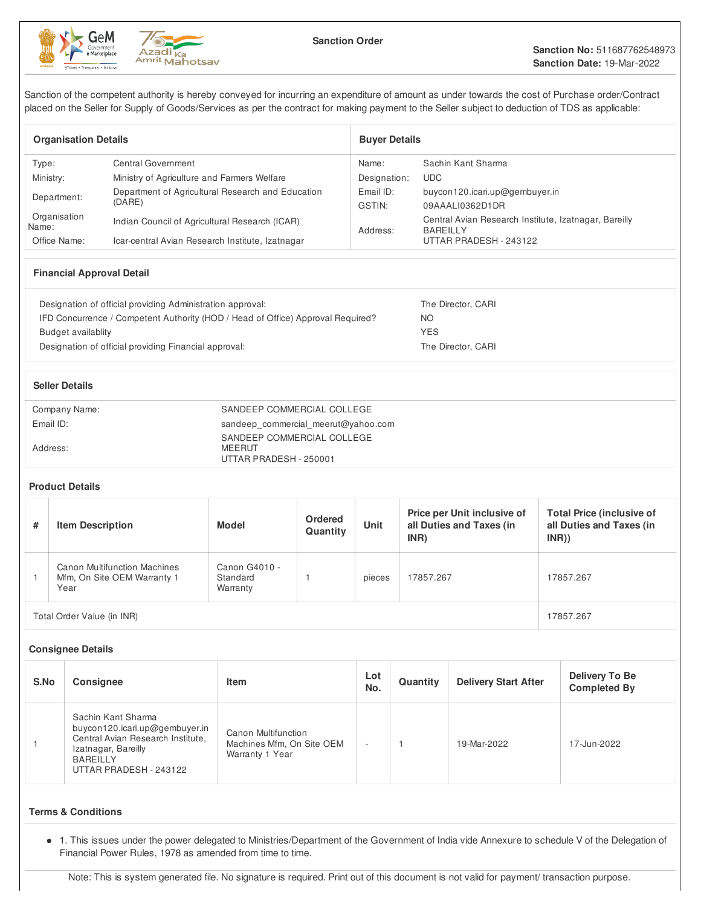# Sanction Order

**Sanction No:** 511687762548973
**Sanction Date:** 19-Mar-2022

Sanction of the competent authority is hereby conveyed for incurring an expenditure of amount as under towards the cost of Purchase order/Contract placed on the Seller for Supply of Goods/Services as per the contract for making payment to the Seller subject to deduction of TDS as applicable:

| Organisation Details | | Buyer Details | |
|---|---|---|---|
| Type: | Central Government | Name: | Sachin Kant Sharma |
| Ministry: | Ministry of Agriculture and Farmers Welfare | Designation: | UDC |
| Department: | Department of Agricultural Research and Education (DARE) | Email ID: | buycon120.icari.up@gembuyer.in |
| Organisation Name: | Indian Council of Agricultural Research (ICAR) | GSTIN: | 09AAALI0362D1DR |
| Office Name: | Icar-central Avian Research Institute, Izatnagar | Address: | Central Avian Research Institute, Izatnagar, Bareilly BAREILLY UTTAR PRADESH - 243122 |

## Financial Approval Detail

| | |
|---|---|
| Designation of official providing Administration approval: | The Director, CARI |
| IFD Concurrence / Competent Authority (HOD / Head of Office) Approval Required? | NO |
| Budget availablity | YES |
| Designation of official providing Financial approval: | The Director, CARI |

## Seller Details

| | |
|---|---|
| Company Name: | SANDEEP COMMERCIAL COLLEGE |
| Email ID: | sandeep_commercial_meerut@yahoo.com |
| Address: | SANDEEP COMMERCIAL COLLEGE MEERUT UTTAR PRADESH - 250001 |

## Product Details

| # | Item Description | Model | Ordered Quantity | Unit | Price per Unit inclusive of all Duties and Taxes (in INR) | Total Price (inclusive of all Duties and Taxes (in INR)) |
|---|---|---|---|---|---|---|
| 1 | Canon Multifunction Machines Mfm, On Site OEM Warranty 1 Year | Canon G4010 - Standard Warranty | 1 | pieces | 17857.267 | 17857.267 |
| Total Order Value (in INR) | | | | | | 17857.267 |

## Consignee Details

| S.No | Consignee | Item | Lot No. | Quantity | Delivery Start After | Delivery To Be Completed By |
|---|---|---|---|---|---|---|
| 1 | Sachin Kant Sharma buycon120.icari.up@gembuyer.in Central Avian Research Institute, Izatnagar, Bareilly BAREILLY UTTAR PRADESH - 243122 | Canon Multifunction Machines Mfm, On Site OEM Warranty 1 Year | - | 1 | 19-Mar-2022 | 17-Jun-2022 |

## Terms & Conditions

- 1. This issues under the power delegated to Ministries/Department of the Government of India vide Annexure to schedule V of the Delegation of Financial Power Rules, 1978 as amended from time to time.

Note: This is system generated file. No signature is required. Print out of this document is not valid for payment/ transaction purpose.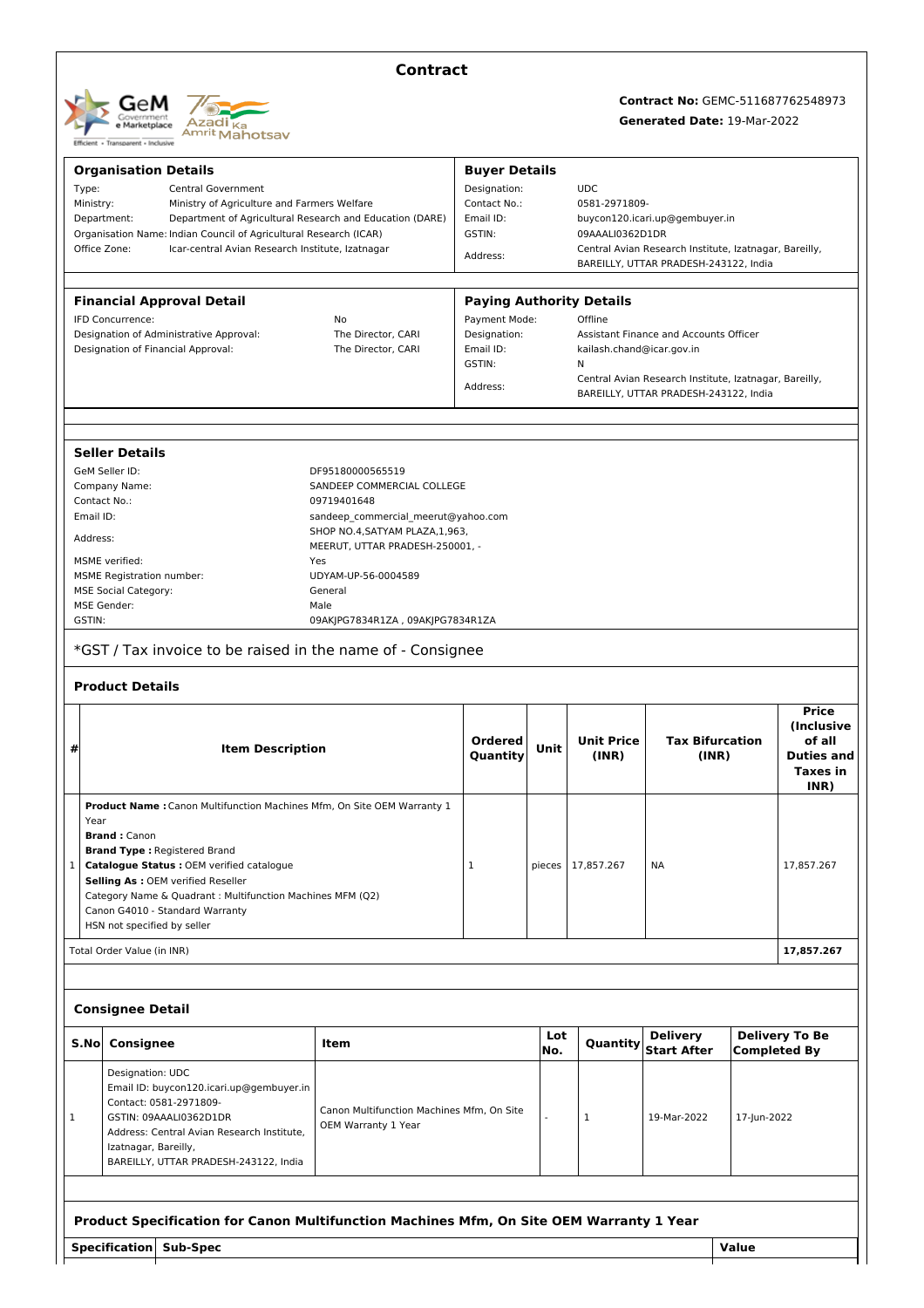# Contract

**Contract No:** GEMC-511687762548973
**Generated Date:** 19-Mar-2022

| **Organisation Details** | | **Buyer Details** | |
|---|---|---|---|
| Type: | Central Government | Designation: | UDC |
| Ministry: | Ministry of Agriculture and Farmers Welfare | Contact No.: | 0581-2971809- |
| Department: | Department of Agricultural Research and Education (DARE) | Email ID: | buycon120.icari.up@gembuyer.in |
| Organisation Name: | Indian Council of Agricultural Research (ICAR) | GSTIN: | 09AAALI0362D1DR |
| Office Zone: | Icar-central Avian Research Institute, Izatnagar | Address: | Central Avian Research Institute, Izatnagar, Bareilly, BAREILLY, UTTAR PRADESH-243122, India |

| **Financial Approval Detail** | | **Paying Authority Details** | |
|---|---|---|---|
| IFD Concurrence: | No | Payment Mode: | Offline |
| Designation of Administrative Approval: | The Director, CARI | Designation: | Assistant Finance and Accounts Officer |
| Designation of Financial Approval: | The Director, CARI | Email ID: | kailash.chand@icar.gov.in |
| | | GSTIN: | N |
| | | Address: | Central Avian Research Institute, Izatnagar, Bareilly, BAREILLY, UTTAR PRADESH-243122, India |

### Seller Details

| | |
|---|---|
| GeM Seller ID: | DF95180000565519 |
| Company Name: | SANDEEP COMMERCIAL COLLEGE |
| Contact No.: | 09719401648 |
| Email ID: | sandeep_commercial_meerut@yahoo.com |
| Address: | SHOP NO.4,SATYAM PLAZA,1,963, MEERUT, UTTAR PRADESH-250001, - |
| MSME verified: | Yes |
| MSME Registration number: | UDYAM-UP-56-0004589 |
| MSE Social Category: | General |
| MSE Gender: | Male |
| GSTIN: | 09AKJPG7834R1ZA , 09AKJPG7834R1ZA |

*GST / Tax invoice to be raised in the name of - Consignee

### Product Details

| # | Item Description | Ordered Quantity | Unit | Unit Price (INR) | Tax Bifurcation (INR) | Price (Inclusive of all Duties and Taxes in INR) |
|---|---|---|---|---|---|---|
| 1 | **Product Name :** Canon Multifunction Machines Mfm, On Site OEM Warranty 1 Year<br>**Brand :** Canon<br>**Brand Type :** Registered Brand<br>**Catalogue Status :** OEM verified catalogue<br>**Selling As :** OEM verified Reseller<br>Category Name & Quadrant : Multifunction Machines MFM (Q2)<br>Canon G4010 - Standard Warranty<br>HSN not specified by seller | 1 | pieces | 17,857.267 | NA | 17,857.267 |
| | Total Order Value (in INR) | | | | | **17,857.267** |

### Consignee Detail

| S.No | Consignee | Item | Lot No. | Quantity | Delivery Start After | Delivery To Be Completed By |
|---|---|---|---|---|---|---|
| 1 | Designation: UDC<br>Email ID: buycon120.icari.up@gembuyer.in<br>Contact: 0581-2971809-<br>GSTIN: 09AAALI0362D1DR<br>Address: Central Avian Research Institute, Izatnagar, Bareilly, BAREILLY, UTTAR PRADESH-243122, India | Canon Multifunction Machines Mfm, On Site OEM Warranty 1 Year | - | 1 | 19-Mar-2022 | 17-Jun-2022 |

### Product Specification for Canon Multifunction Machines Mfm, On Site OEM Warranty 1 Year

| Specification | Sub-Spec | Value |
|---|---|---|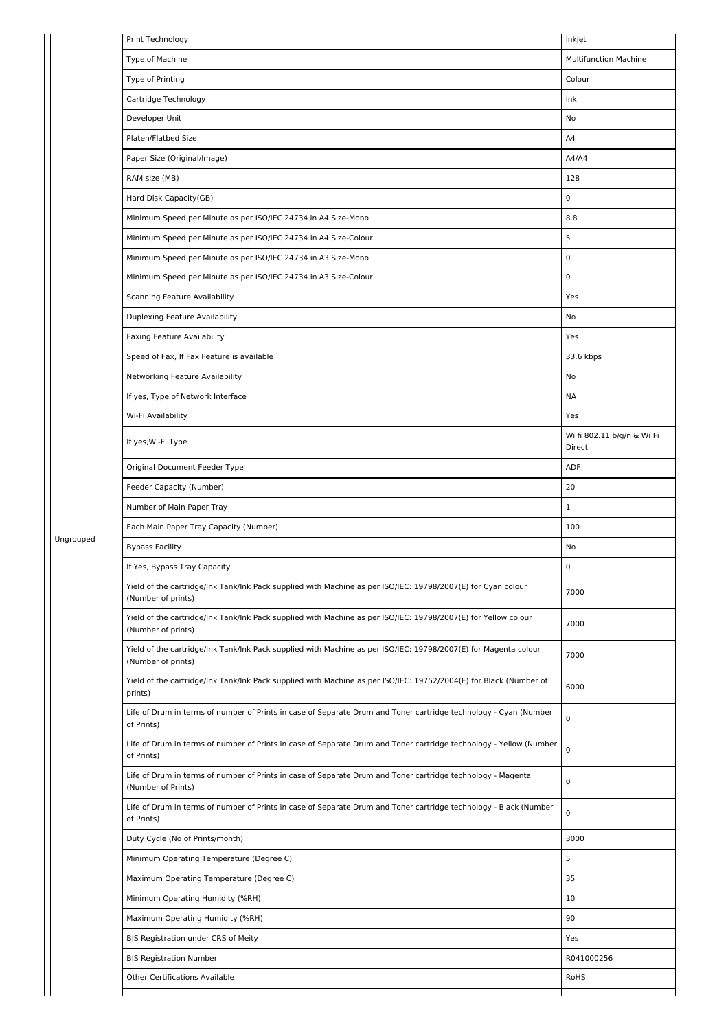| | | |
|---|---|---|
| Ungrouped | Print Technology | Inkjet |
| | Type of Machine | Multifunction Machine |
| | Type of Printing | Colour |
| | Cartridge Technology | Ink |
| | Developer Unit | No |
| | Platen/Flatbed Size | A4 |
| | Paper Size (Original/Image) | A4/A4 |
| | RAM size (MB) | 128 |
| | Hard Disk Capacity(GB) | 0 |
| | Minimum Speed per Minute as per ISO/IEC 24734 in A4 Size-Mono | 8.8 |
| | Minimum Speed per Minute as per ISO/IEC 24734 in A4 Size-Colour | 5 |
| | Minimum Speed per Minute as per ISO/IEC 24734 in A3 Size-Mono | 0 |
| | Minimum Speed per Minute as per ISO/IEC 24734 in A3 Size-Colour | 0 |
| | Scanning Feature Availability | Yes |
| | Duplexing Feature Availability | No |
| | Faxing Feature Availability | Yes |
| | Speed of Fax, If Fax Feature is available | 33.6 kbps |
| | Networking Feature Availability | No |
| | If yes, Type of Network Interface | NA |
| | Wi-Fi Availability | Yes |
| | If yes,Wi-Fi Type | Wi fi 802.11 b/g/n & Wi Fi Direct |
| | Original Document Feeder Type | ADF |
| | Feeder Capacity (Number) | 20 |
| | Number of Main Paper Tray | 1 |
| | Each Main Paper Tray Capacity (Number) | 100 |
| | Bypass Facility | No |
| | If Yes, Bypass Tray Capacity | 0 |
| | Yield of the cartridge/Ink Tank/Ink Pack supplied with Machine as per ISO/IEC: 19798/2007(E) for Cyan colour (Number of prints) | 7000 |
| | Yield of the cartridge/Ink Tank/Ink Pack supplied with Machine as per ISO/IEC: 19798/2007(E) for Yellow colour (Number of prints) | 7000 |
| | Yield of the cartridge/Ink Tank/Ink Pack supplied with Machine as per ISO/IEC: 19798/2007(E) for Magenta colour (Number of prints) | 7000 |
| | Yield of the cartridge/Ink Tank/Ink Pack supplied with Machine as per ISO/IEC: 19752/2004(E) for Black (Number of prints) | 6000 |
| | Life of Drum in terms of number of Prints in case of Separate Drum and Toner cartridge technology - Cyan (Number of Prints) | 0 |
| | Life of Drum in terms of number of Prints in case of Separate Drum and Toner cartridge technology - Yellow (Number of Prints) | 0 |
| | Life of Drum in terms of number of Prints in case of Separate Drum and Toner cartridge technology - Magenta (Number of Prints) | 0 |
| | Life of Drum in terms of number of Prints in case of Separate Drum and Toner cartridge technology - Black (Number of Prints) | 0 |
| | Duty Cycle (No of Prints/month) | 3000 |
| | Minimum Operating Temperature (Degree C) | 5 |
| | Maximum Operating Temperature (Degree C) | 35 |
| | Minimum Operating Humidity (%RH) | 10 |
| | Maximum Operating Humidity (%RH) | 90 |
| | BIS Registration under CRS of Meity | Yes |
| | BIS Registration Number | R041000256 |
| | Other Certifications Available | RoHS |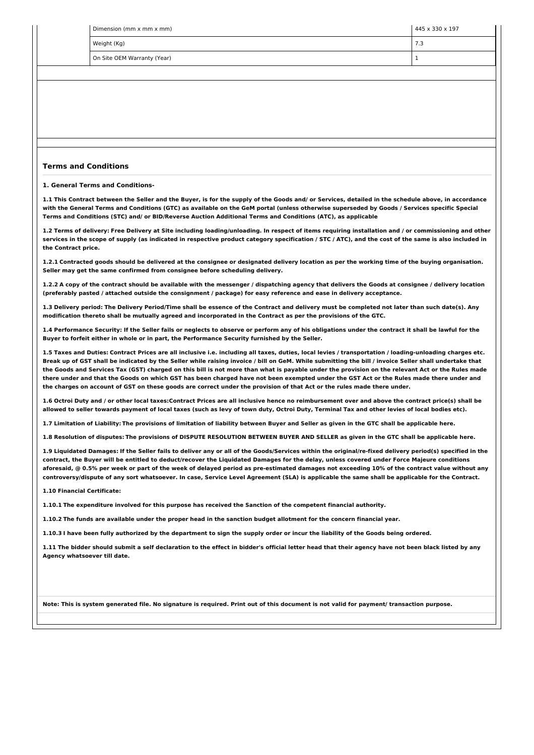| | |
|---|---|
| Dimension (mm x mm x mm) | 445 x 330 x 197 |
| Weight (Kg) | 7.3 |
| On Site OEM Warranty (Year) | 1 |

### Terms and Conditions

**1. General Terms and Conditions-**

**1.1 This Contract between the Seller and the Buyer, is for the supply of the Goods and/ or Services, detailed in the schedule above, in accordance with the General Terms and Conditions (GTC) as available on the GeM portal (unless otherwise superseded by Goods / Services specific Special Terms and Conditions (STC) and/ or BID/Reverse Auction Additional Terms and Conditions (ATC), as applicable**

**1.2 Terms of delivery: Free Delivery at Site including loading/unloading. In respect of items requiring installation and / or commissioning and other services in the scope of supply (as indicated in respective product category specification / STC / ATC), and the cost of the same is also included in the contract price.**

**1.2.1 Contracted goods should be delivered at the consignee or designated delivery location as per the working time of the buying organisation. Seller may get the same confirmed from consignee before scheduling delivery.**

**1.2.2 A copy of the contract should be available with the messenger / dispatching agency that delivers the Goods at consignee / delivery location (preferably pasted / attached outside the consignment / package) for easy reference and ease in delivery acceptance.**

**1.3 Delivery period: The Delivery Period/Time shall be essence of the Contract and delivery must be completed not later than such date(s). Any modification thereto shall be mutually agreed and incorporated in the Contract as per the provisions of the GTC.**

**1.4 Performance Security: If the Seller fails or neglects to observe or perform any of his obligations under the contract it shall be lawful for the Buyer to forfeit either in whole or in part, the Performance Security furnished by the Seller.**

**1.5 Taxes and Duties: Contract Prices are all inclusive i.e. including all taxes, duties, local levies / transportation / loading-unloading charges etc. Break up of GST shall be indicated by the Seller while raising invoice / bill on GeM. While submitting the bill / invoice Seller shall undertake that the Goods and Services Tax (GST) charged on this bill is not more than what is payable under the provision on the relevant Act or the Rules made there under and that the Goods on which GST has been charged have not been exempted under the GST Act or the Rules made there under and the charges on account of GST on these goods are correct under the provision of that Act or the rules made there under.**

**1.6 Octroi Duty and / or other local taxes:Contract Prices are all inclusive hence no reimbursement over and above the contract price(s) shall be allowed to seller towards payment of local taxes (such as levy of town duty, Octroi Duty, Terminal Tax and other levies of local bodies etc).**

**1.7 Limitation of Liability: The provisions of limitation of liability between Buyer and Seller as given in the GTC shall be applicable here.**

**1.8 Resolution of disputes: The provisions of DISPUTE RESOLUTION BETWEEN BUYER AND SELLER as given in the GTC shall be applicable here.**

**1.9 Liquidated Damages: If the Seller fails to deliver any or all of the Goods/Services within the original/re-fixed delivery period(s) specified in the contract, the Buyer will be entitled to deduct/recover the Liquidated Damages for the delay, unless covered under Force Majeure conditions aforesaid, @ 0.5% per week or part of the week of delayed period as pre-estimated damages not exceeding 10% of the contract value without any controversy/dispute of any sort whatsoever. In case, Service Level Agreement (SLA) is applicable the same shall be applicable for the Contract.**

**1.10 Financial Certificate:**

**1.10.1 The expenditure involved for this purpose has received the Sanction of the competent financial authority.**

**1.10.2 The funds are available under the proper head in the sanction budget allotment for the concern financial year.**

**1.10.3 I have been fully authorized by the department to sign the supply order or incur the liability of the Goods being ordered.**

**1.11 The bidder should submit a self declaration to the effect in bidder's official letter head that their agency have not been black listed by any Agency whatsoever till date.**

**Note: This is system generated file. No signature is required. Print out of this document is not valid for payment/ transaction purpose.**